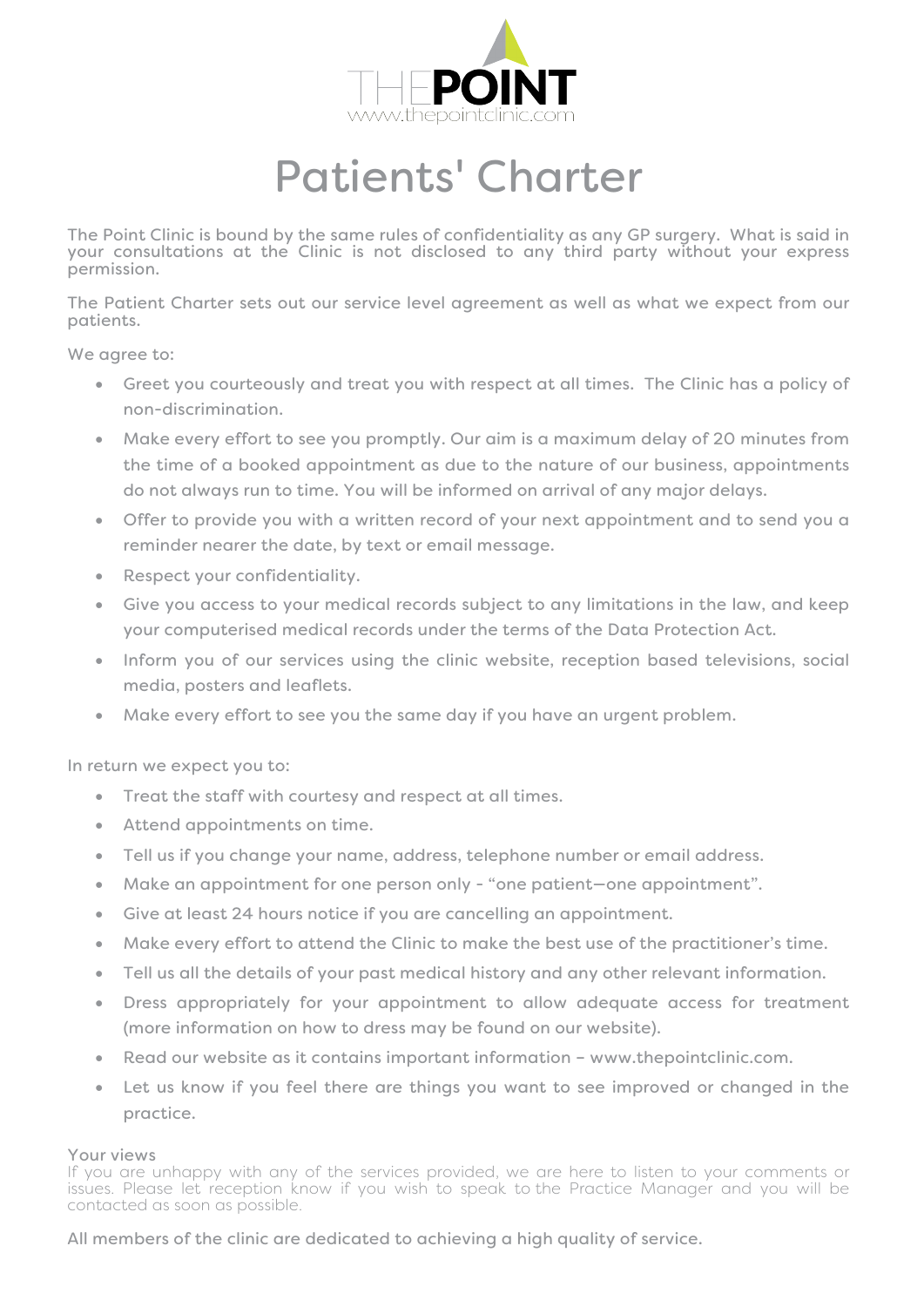THEPOINT
www.thepointclinic.com

# Patients' Charter

The Point Clinic is bound by the same rules of confidentiality as any GP surgery. What is said in your consultations at the Clinic is not disclosed to any third party without your express permission.

The Patient Charter sets out our service level agreement as well as what we expect from our patients.

We agree to:

- Greet you courteously and treat you with respect at all times. The Clinic has a policy of non-discrimination.
- Make every effort to see you promptly. Our aim is a maximum delay of 20 minutes from the time of a booked appointment as due to the nature of our business, appointments do not always run to time. You will be informed on arrival of any major delays.
- Offer to provide you with a written record of your next appointment and to send you a reminder nearer the date, by text or email message.
- Respect your confidentiality.
- Give you access to your medical records subject to any limitations in the law, and keep your computerised medical records under the terms of the Data Protection Act.
- Inform you of our services using the clinic website, reception based televisions, social media, posters and leaflets.
- Make every effort to see you the same day if you have an urgent problem.

In return we expect you to:

- Treat the staff with courtesy and respect at all times.
- Attend appointments on time.
- Tell us if you change your name, address, telephone number or email address.
- Make an appointment for one person only - "one patient—one appointment".
- Give at least 24 hours notice if you are cancelling an appointment.
- Make every effort to attend the Clinic to make the best use of the practitioner's time.
- Tell us all the details of your past medical history and any other relevant information.
- Dress appropriately for your appointment to allow adequate access for treatment (more information on how to dress may be found on our website).
- Read our website as it contains important information – www.thepointclinic.com.
- Let us know if you feel there are things you want to see improved or changed in the practice.

Your views

If you are unhappy with any of the services provided, we are here to listen to your comments or issues. Please let reception know if you wish to speak to the Practice Manager and you will be contacted as soon as possible.

All members of the clinic are dedicated to achieving a high quality of service.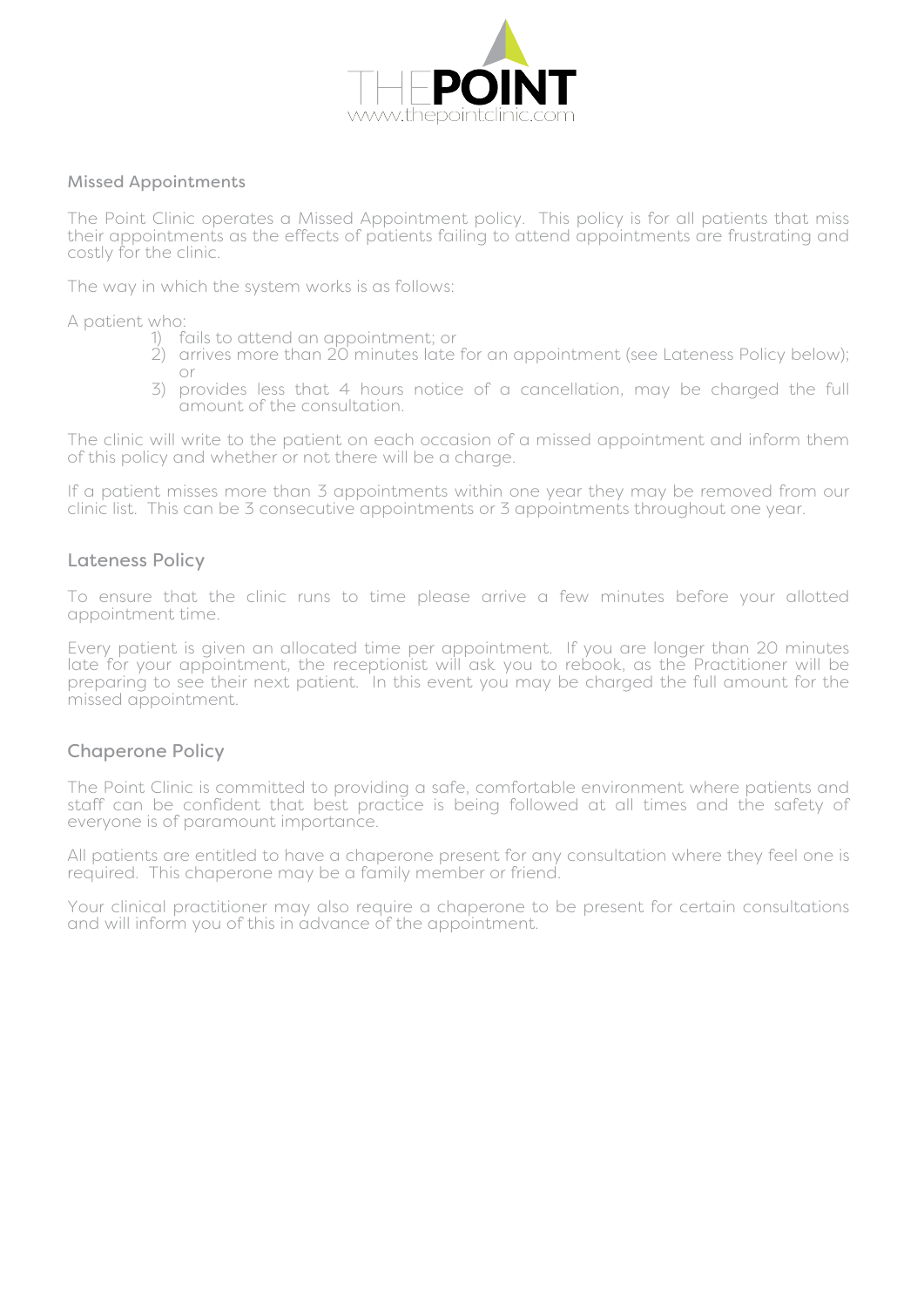THE POINT
www.thepointclinic.com

## Missed Appointments

The Point Clinic operates a Missed Appointment policy. This policy is for all patients that miss their appointments as the effects of patients failing to attend appointments are frustrating and costly for the clinic.

The way in which the system works is as follows:

A patient who:

1) fails to attend an appointment; or
2) arrives more than 20 minutes late for an appointment (see Lateness Policy below); or
3) provides less that 4 hours notice of a cancellation, may be charged the full amount of the consultation.

The clinic will write to the patient on each occasion of a missed appointment and inform them of this policy and whether or not there will be a charge.

If a patient misses more than 3 appointments within one year they may be removed from our clinic list. This can be 3 consecutive appointments or 3 appointments throughout one year.

## Lateness Policy

To ensure that the clinic runs to time please arrive a few minutes before your allotted appointment time.

Every patient is given an allocated time per appointment. If you are longer than 20 minutes late for your appointment, the receptionist will ask you to rebook, as the Practitioner will be preparing to see their next patient. In this event you may be charged the full amount for the missed appointment.

## Chaperone Policy

The Point Clinic is committed to providing a safe, comfortable environment where patients and staff can be confident that best practice is being followed at all times and the safety of everyone is of paramount importance.

All patients are entitled to have a chaperone present for any consultation where they feel one is required. This chaperone may be a family member or friend.

Your clinical practitioner may also require a chaperone to be present for certain consultations and will inform you of this in advance of the appointment.